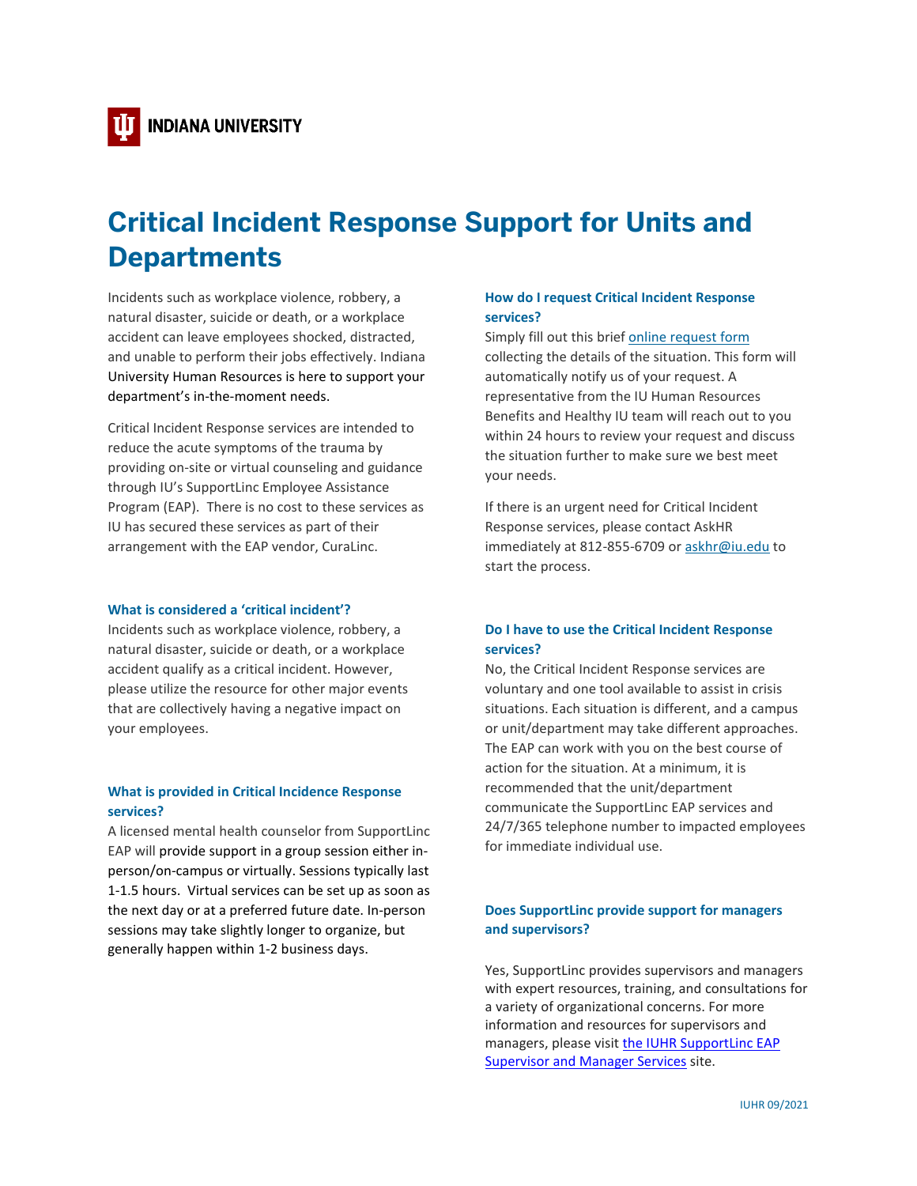INDIANA UNIVERSITY

# Critical Incident Response Support for Units and Departments

Incidents such as workplace violence, robbery, a natural disaster, suicide or death, or a workplace accident can leave employees shocked, distracted, and unable to perform their jobs effectively. Indiana University Human Resources is here to support your department's in-the-moment needs.

Critical Incident Response services are intended to reduce the acute symptoms of the trauma by providing on-site or virtual counseling and guidance through IU's SupportLinc Employee Assistance Program (EAP). There is no cost to these services as IU has secured these services as part of their arrangement with the EAP vendor, CuraLinc.

### What is considered a 'critical incident'?

Incidents such as workplace violence, robbery, a natural disaster, suicide or death, or a workplace accident qualify as a critical incident. However, please utilize the resource for other major events that are collectively having a negative impact on your employees.

### What is provided in Critical Incidence Response services?

A licensed mental health counselor from SupportLinc EAP will provide support in a group session either in-person/on-campus or virtually. Sessions typically last 1-1.5 hours. Virtual services can be set up as soon as the next day or at a preferred future date. In-person sessions may take slightly longer to organize, but generally happen within 1-2 business days.

### How do I request Critical Incident Response services?

Simply fill out this brief [online request form](#) collecting the details of the situation. This form will automatically notify us of your request. A representative from the IU Human Resources Benefits and Healthy IU team will reach out to you within 24 hours to review your request and discuss the situation further to make sure we best meet your needs.

If there is an urgent need for Critical Incident Response services, please contact AskHR immediately at 812-855-6709 or [askhr@iu.edu](mailto:askhr@iu.edu) to start the process.

### Do I have to use the Critical Incident Response services?

No, the Critical Incident Response services are voluntary and one tool available to assist in crisis situations. Each situation is different, and a campus or unit/department may take different approaches. The EAP can work with you on the best course of action for the situation. At a minimum, it is recommended that the unit/department communicate the SupportLinc EAP services and 24/7/365 telephone number to impacted employees for immediate individual use.

### Does SupportLinc provide support for managers and supervisors?

Yes, SupportLinc provides supervisors and managers with expert resources, training, and consultations for a variety of organizational concerns. For more information and resources for supervisors and managers, please visit [the IUHR SupportLinc EAP Supervisor and Manager Services](#) site.

IUHR 09/2021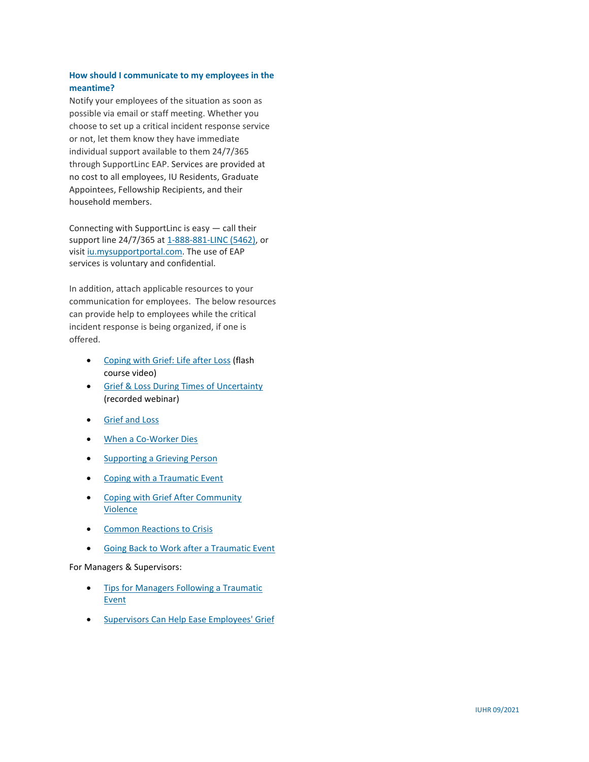### How should I communicate to my employees in the meantime?

Notify your employees of the situation as soon as possible via email or staff meeting. Whether you choose to set up a critical incident response service or not, let them know they have immediate individual support available to them 24/7/365 through SupportLinc EAP. Services are provided at no cost to all employees, IU Residents, Graduate Appointees, Fellowship Recipients, and their household members.

Connecting with SupportLinc is easy — call their support line 24/7/365 at 1-888-881-LINC (5462), or visit iu.mysupportportal.com. The use of EAP services is voluntary and confidential.

In addition, attach applicable resources to your communication for employees. The below resources can provide help to employees while the critical incident response is being organized, if one is offered.

- Coping with Grief: Life after Loss (flash course video)
- Grief & Loss During Times of Uncertainty (recorded webinar)
- Grief and Loss
- When a Co-Worker Dies
- Supporting a Grieving Person
- Coping with a Traumatic Event
- Coping with Grief After Community Violence
- Common Reactions to Crisis
- Going Back to Work after a Traumatic Event

For Managers & Supervisors:

- Tips for Managers Following a Traumatic Event
- Supervisors Can Help Ease Employees' Grief

IUHR 09/2021